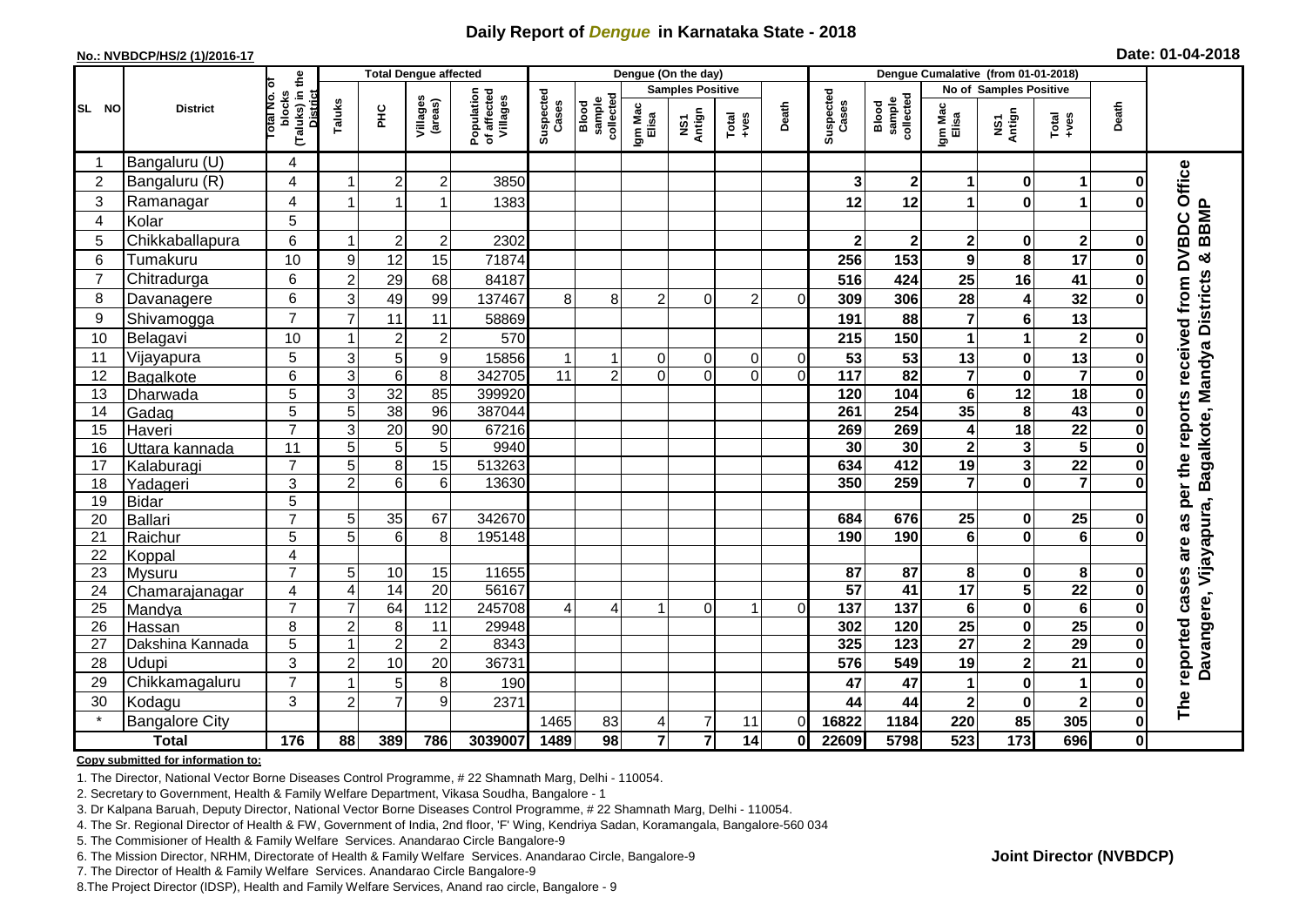# Daily Report of *Dengue* in Karnataka State - 2018

**No.: NVBDCP/HS/2 (1)/2016-17**

**Date: 01-04-2018**

| SL NO | District | Total No. of blocks (Taluks) in the District | Total Dengue affected | | | | Dengue (On the day) | | | | | | | Dengue Cumalative (from 01-01-2018) | | | | | | | |
|---|---|---|---|---|---|---|---|---|---|---|---|---|---|---|---|---|---|---|---|---|
| | | | Taluks | PHC | Villages (areas) | Population of affected Villages | Suspected Cases | Blood sample collected | Samples Positive | | | Death | Suspected Cases | Blood sample collected | No of Samples Positive | | | Death | |
| | | | | | | | | | Igm Mac Elisa | NS1 Antign | Total +ves | | | | Igm Mac Elisa | NS1 Antign | Total +ves | | |
| 1 | Bangaluru (U) | 4 | | | | | | | | | | | | | | | | | The reported cases are as per the reports received from DVBDC Office Davangere, Vijayapura, Bagalkote, Mandya Districts & BBMP |
| 2 | Bangaluru (R) | 4 | 1 | 2 | 2 | 3850 | | | | | | | 3 | 2 | 1 | 0 | 1 | 0 | |
| 3 | Ramanagar | 4 | 1 | 1 | 1 | 1383 | | | | | | | 12 | 12 | 1 | 0 | 1 | 0 | |
| 4 | Kolar | 5 | | | | | | | | | | | | | | | | | |
| 5 | Chikkaballapura | 6 | 1 | 2 | 2 | 2302 | | | | | | | 2 | 2 | 2 | 0 | 2 | 0 | |
| 6 | Tumakuru | 10 | 9 | 12 | 15 | 71874 | | | | | | | 256 | 153 | 9 | 8 | 17 | 0 | |
| 7 | Chitradurga | 6 | 2 | 29 | 68 | 84187 | | | | | | | 516 | 424 | 25 | 16 | 41 | 0 | |
| 8 | Davanagere | 6 | 3 | 49 | 99 | 137467 | 8 | 8 | 2 | 0 | 2 | 0 | 309 | 306 | 28 | 4 | 32 | 0 | |
| 9 | Shivamogga | 7 | 7 | 11 | 11 | 58869 | | | | | | | 191 | 88 | 7 | 6 | 13 | | |
| 10 | Belagavi | 10 | 1 | 2 | 2 | 570 | | | | | | | 215 | 150 | 1 | 1 | 2 | 0 | |
| 11 | Vijayapura | 5 | 3 | 5 | 9 | 15856 | 1 | 1 | 0 | 0 | 0 | 0 | 53 | 53 | 13 | 0 | 13 | 0 | |
| 12 | Bagalkote | 6 | 3 | 6 | 8 | 342705 | 11 | 2 | 0 | 0 | 0 | 0 | 117 | 82 | 7 | 0 | 7 | 0 | |
| 13 | Dharwada | 5 | 3 | 32 | 85 | 399920 | | | | | | | 120 | 104 | 6 | 12 | 18 | 0 | |
| 14 | Gadag | 5 | 5 | 38 | 96 | 387044 | | | | | | | 261 | 254 | 35 | 8 | 43 | 0 | |
| 15 | Haveri | 7 | 3 | 20 | 90 | 67216 | | | | | | | 269 | 269 | 4 | 18 | 22 | 0 | |
| 16 | Uttara kannada | 11 | 5 | 5 | 5 | 9940 | | | | | | | 30 | 30 | 2 | 3 | 5 | 0 | |
| 17 | Kalaburagi | 7 | 5 | 8 | 15 | 513263 | | | | | | | 634 | 412 | 19 | 3 | 22 | 0 | |
| 18 | Yadageri | 3 | 2 | 6 | 6 | 13630 | | | | | | | 350 | 259 | 7 | 0 | 7 | 0 | |
| 19 | Bidar | 5 | | | | | | | | | | | | | | | | | |
| 20 | Ballari | 7 | 5 | 35 | 67 | 342670 | | | | | | | 684 | 676 | 25 | 0 | 25 | 0 | |
| 21 | Raichur | 5 | 5 | 6 | 8 | 195148 | | | | | | | 190 | 190 | 6 | 0 | 6 | 0 | |
| 22 | Koppal | 4 | | | | | | | | | | | | | | | | | |
| 23 | Mysuru | 7 | 5 | 10 | 15 | 11655 | | | | | | | 87 | 87 | 8 | 0 | 8 | 0 | |
| 24 | Chamarajanagar | 4 | 4 | 14 | 20 | 56167 | | | | | | | 57 | 41 | 17 | 5 | 22 | 0 | |
| 25 | Mandya | 7 | 7 | 64 | 112 | 245708 | 4 | 4 | 1 | 0 | 1 | 0 | 137 | 137 | 6 | 0 | 6 | 0 | |
| 26 | Hassan | 8 | 2 | 8 | 11 | 29948 | | | | | | | 302 | 120 | 25 | 0 | 25 | 0 | |
| 27 | Dakshina Kannada | 5 | 1 | 2 | 2 | 8343 | | | | | | | 325 | 123 | 27 | 2 | 29 | 0 | |
| 28 | Udupi | 3 | 2 | 10 | 20 | 36731 | | | | | | | 576 | 549 | 19 | 2 | 21 | 0 | |
| 29 | Chikkamagaluru | 7 | 1 | 5 | 8 | 190 | | | | | | | 47 | 47 | 1 | 0 | 1 | 0 | |
| 30 | Kodagu | 3 | 2 | 7 | 9 | 2371 | | | | | | | 44 | 44 | 2 | 0 | 2 | 0 | |
| * | Bangalore City | | | | | | 1465 | 83 | 4 | 7 | 11 | 0 | 16822 | 1184 | 220 | 85 | 305 | 0 | |
| | **Total** | **176** | **88** | **389** | **786** | **3039007** | **1489** | **98** | **7** | **7** | **14** | **0** | **22609** | **5798** | **523** | **173** | **696** | **0** | |

**Copy submitted for information to:**

1. The Director, National Vector Borne Diseases Control Programme, # 22 Shamnath Marg, Delhi - 110054.
2. Secretary to Government, Health & Family Welfare Department, Vikasa Soudha, Bangalore - 1
3. Dr Kalpana Baruah, Deputy Director, National Vector Borne Diseases Control Programme, # 22 Shamnath Marg, Delhi - 110054.
4. The Sr. Regional Director of Health & FW, Government of India, 2nd floor, 'F' Wing, Kendriya Sadan, Koramangala, Bangalore-560 034
5. The Commisioner of Health & Family Welfare Services. Anandarao Circle Bangalore-9
6. The Mission Director, NRHM, Directorate of Health & Family Welfare Services. Anandarao Circle, Bangalore-9
7. The Director of Health & Family Welfare Services. Anandarao Circle Bangalore-9
8. The Project Director (IDSP), Health and Family Welfare Services, Anand rao circle, Bangalore - 9

**Joint Director (NVBDCP)**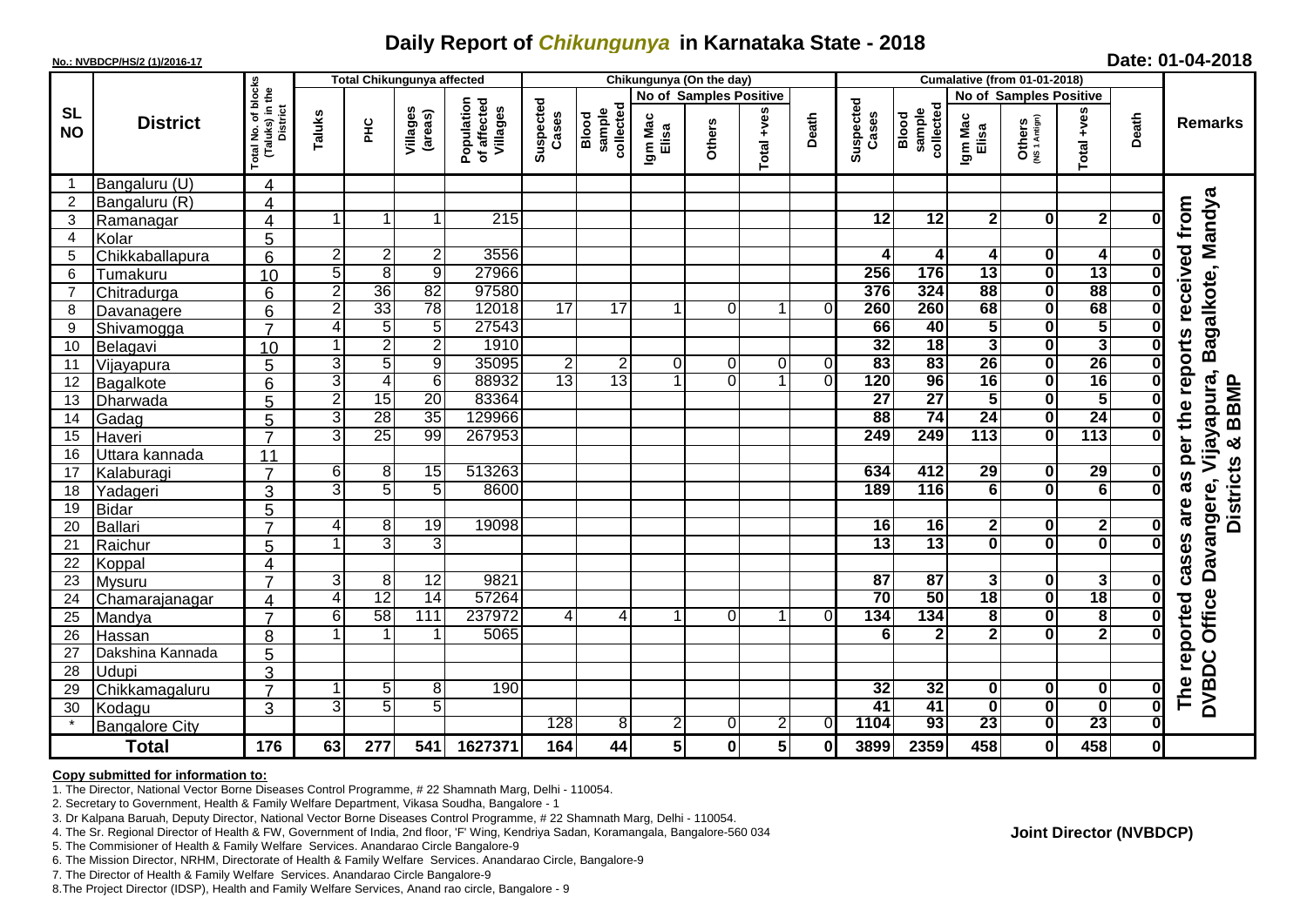# Daily Report of *Chikungunya* in Karnataka State - 2018

**No.: NVBDCP/HS/2 (1)/2016-17**

**Date: 01-04-2018**

| SL NO | District | Total No. of blocks (Taluks) in the District | Total Chikungunya affected | | | | Chikungunya (On the day) | | | | | | | Cumalative (from 01-01-2018) | | | | | | | Remarks |
|---|---|---|---|---|---|---|---|---|---|---|---|---|---|---|---|---|---|---|---|---|---|
| | | | Taluks | PHC | Villages (areas) | Population of affected Villages | Suspected Cases | Blood sample collected | No of Samples Positive | | | Death | Suspected Cases | Blood sample collected | No of Samples Positive | | | Death | |
| | | | | | | | | | Igm Mac Elisa | Others | Total +ves | | | | Igm Mac Elisa | Others (NS 1 Antign) | Total +ves | | |
| 1 | Bangaluru (U) | 4 | | | | | | | | | | | | | | | | | The reported cases are as per the reports received from DVBDC Office Davangere, Vijayapura, Bagalkote, Mandya Districts & BBMP |
| 2 | Bangaluru (R) | 4 | | | | | | | | | | | | | | | | | |
| 3 | Ramanagar | 4 | 1 | 1 | 1 | 215 | | | | | | | 12 | 12 | 2 | 0 | 2 | 0 | |
| 4 | Kolar | 5 | | | | | | | | | | | | | | | | | |
| 5 | Chikkaballapura | 6 | 2 | 2 | 2 | 3556 | | | | | | | 4 | 4 | 4 | 0 | 4 | 0 | |
| 6 | Tumakuru | 10 | 5 | 8 | 9 | 27966 | | | | | | | 256 | 176 | 13 | 0 | 13 | 0 | |
| 7 | Chitradurga | 6 | 2 | 36 | 82 | 97580 | | | | | | | 376 | 324 | 88 | 0 | 88 | 0 | |
| 8 | Davanagere | 6 | 2 | 33 | 78 | 12018 | 17 | 17 | 1 | 0 | 1 | 0 | 260 | 260 | 68 | 0 | 68 | 0 | |
| 9 | Shivamogga | 7 | 4 | 5 | 5 | 27543 | | | | | | | 66 | 40 | 5 | 0 | 5 | 0 | |
| 10 | Belagavi | 10 | 1 | 2 | 2 | 1910 | | | | | | | 32 | 18 | 3 | 0 | 3 | 0 | |
| 11 | Vijayapura | 5 | 3 | 5 | 9 | 35095 | 2 | 2 | 0 | 0 | 0 | 0 | 83 | 83 | 26 | 0 | 26 | 0 | |
| 12 | Bagalkote | 6 | 3 | 4 | 6 | 88932 | 13 | 13 | 1 | 0 | 1 | 0 | 120 | 96 | 16 | 0 | 16 | 0 | |
| 13 | Dharwada | 5 | 2 | 15 | 20 | 83364 | | | | | | | 27 | 27 | 5 | 0 | 5 | 0 | |
| 14 | Gadag | 5 | 3 | 28 | 35 | 129966 | | | | | | | 88 | 74 | 24 | 0 | 24 | 0 | |
| 15 | Haveri | 7 | 3 | 25 | 99 | 267953 | | | | | | | 249 | 249 | 113 | 0 | 113 | 0 | |
| 16 | Uttara kannada | 11 | | | | | | | | | | | | | | | | | |
| 17 | Kalaburagi | 7 | 6 | 8 | 15 | 513263 | | | | | | | 634 | 412 | 29 | 0 | 29 | 0 | |
| 18 | Yadageri | 3 | 3 | 5 | 5 | 8600 | | | | | | | 189 | 116 | 6 | 0 | 6 | 0 | |
| 19 | Bidar | 5 | | | | | | | | | | | | | | | | | |
| 20 | Ballari | 7 | 4 | 8 | 19 | 19098 | | | | | | | 16 | 16 | 2 | 0 | 2 | 0 | |
| 21 | Raichur | 5 | 1 | 3 | 3 | | | | | | | | 13 | 13 | 0 | 0 | 0 | 0 | |
| 22 | Koppal | 4 | | | | | | | | | | | | | | | | | |
| 23 | Mysuru | 7 | 3 | 8 | 12 | 9821 | | | | | | | 87 | 87 | 3 | 0 | 3 | 0 | |
| 24 | Chamarajanagar | 4 | 4 | 12 | 14 | 57264 | | | | | | | 70 | 50 | 18 | 0 | 18 | 0 | |
| 25 | Mandya | 7 | 6 | 58 | 111 | 237972 | 4 | 4 | 1 | 0 | 1 | 0 | 134 | 134 | 8 | 0 | 8 | 0 | |
| 26 | Hassan | 8 | 1 | 1 | 1 | 5065 | | | | | | | 6 | 2 | 2 | 0 | 2 | 0 | |
| 27 | Dakshina Kannada | 5 | | | | | | | | | | | | | | | | | |
| 28 | Udupi | 3 | | | | | | | | | | | | | | | | | |
| 29 | Chikkamagaluru | 7 | 1 | 5 | 8 | 190 | | | | | | | 32 | 32 | 0 | 0 | 0 | 0 | |
| 30 | Kodagu | 3 | 3 | 5 | 5 | | | | | | | | 41 | 41 | 0 | 0 | 0 | 0 | |
| * | Bangalore City | | | | | | 128 | 8 | 2 | 0 | 2 | 0 | 1104 | 93 | 23 | 0 | 23 | 0 | |
| **Total** | | **176** | **63** | **277** | **541** | **1627371** | **164** | **44** | **5** | **0** | **5** | **0** | **3899** | **2359** | **458** | **0** | **458** | **0** | |

**Copy submitted for information to:**

1. The Director, National Vector Borne Diseases Control Programme, # 22 Shamnath Marg, Delhi - 110054.
2. Secretary to Government, Health & Family Welfare Department, Vikasa Soudha, Bangalore - 1
3. Dr Kalpana Baruah, Deputy Director, National Vector Borne Diseases Control Programme, # 22 Shamnath Marg, Delhi - 110054.
4. The Sr. Regional Director of Health & FW, Government of India, 2nd floor, 'F' Wing, Kendriya Sadan, Koramangala, Bangalore-560 034
5. The Commisioner of Health & Family Welfare Services. Anandarao Circle Bangalore-9
6. The Mission Director, NRHM, Directorate of Health & Family Welfare Services. Anandarao Circle, Bangalore-9
7. The Director of Health & Family Welfare Services. Anandarao Circle Bangalore-9
8. The Project Director (IDSP), Health and Family Welfare Services, Anand rao circle, Bangalore - 9

**Joint Director (NVBDCP)**